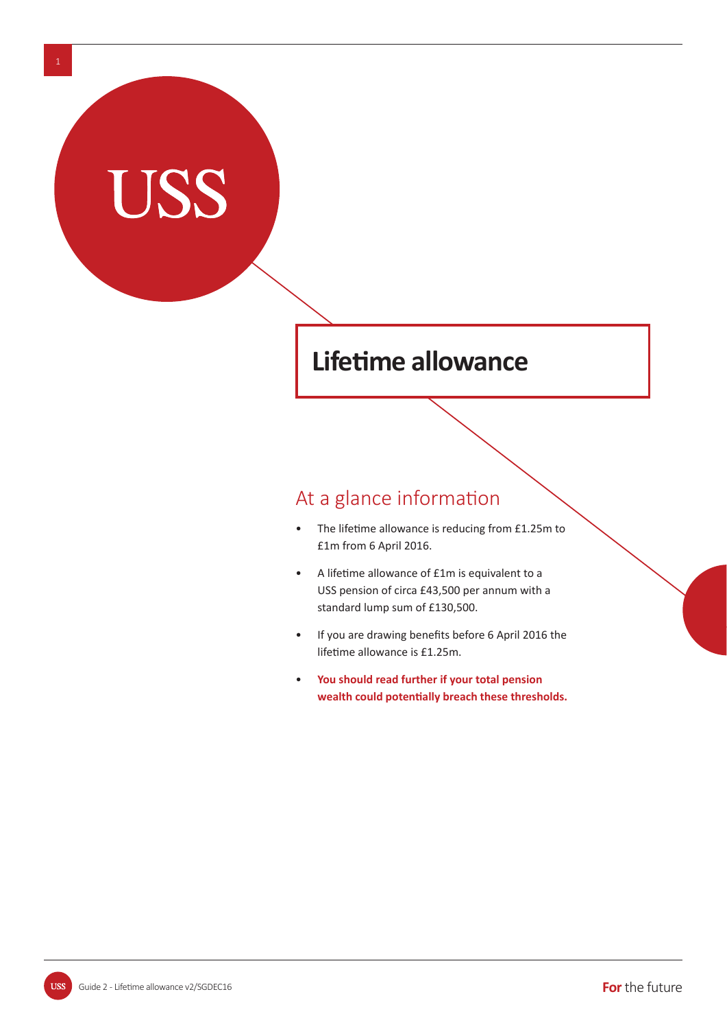USS

# Lifetime allowance

## At a glance information

- The lifetime allowance is reducing from £1.25m to £1m from 6 April 2016.
- A lifetime allowance of £1m is equivalent to a USS pension of circa £43,500 per annum with a standard lump sum of £130,500.
- If you are drawing benefits before 6 April 2016 the lifetime allowance is £1.25m.
- **You should read further if your total pension wealth could potentially breach these thresholds.**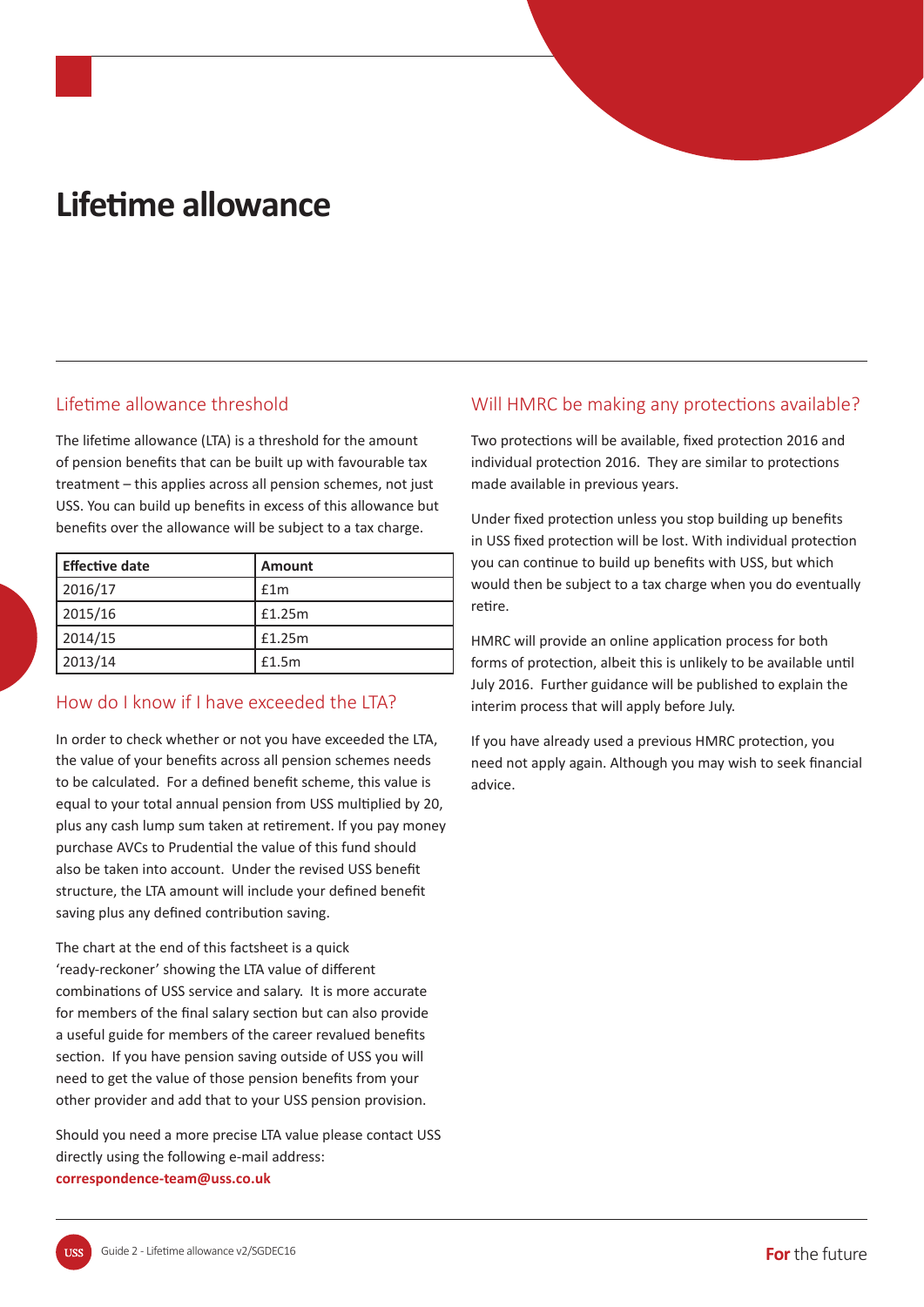# Lifetime allowance

## Lifetime allowance threshold

The lifetime allowance (LTA) is a threshold for the amount of pension benefits that can be built up with favourable tax treatment – this applies across all pension schemes, not just USS. You can build up benefits in excess of this allowance but benefits over the allowance will be subject to a tax charge.

| Effective date | Amount |
| --- | --- |
| 2016/17 | £1m |
| 2015/16 | £1.25m |
| 2014/15 | £1.25m |
| 2013/14 | £1.5m |

## How do I know if I have exceeded the LTA?

In order to check whether or not you have exceeded the LTA, the value of your benefits across all pension schemes needs to be calculated. For a defined benefit scheme, this value is equal to your total annual pension from USS multiplied by 20, plus any cash lump sum taken at retirement. If you pay money purchase AVCs to Prudential the value of this fund should also be taken into account. Under the revised USS benefit structure, the LTA amount will include your defined benefit saving plus any defined contribution saving.

The chart at the end of this factsheet is a quick 'ready-reckoner' showing the LTA value of different combinations of USS service and salary. It is more accurate for members of the final salary section but can also provide a useful guide for members of the career revalued benefits section. If you have pension saving outside of USS you will need to get the value of those pension benefits from your other provider and add that to your USS pension provision.

Should you need a more precise LTA value please contact USS directly using the following e-mail address: **correspondence-team@uss.co.uk**

## Will HMRC be making any protections available?

Two protections will be available, fixed protection 2016 and individual protection 2016. They are similar to protections made available in previous years.

Under fixed protection unless you stop building up benefits in USS fixed protection will be lost. With individual protection you can continue to build up benefits with USS, but which would then be subject to a tax charge when you do eventually retire.

HMRC will provide an online application process for both forms of protection, albeit this is unlikely to be available until July 2016. Further guidance will be published to explain the interim process that will apply before July.

If you have already used a previous HMRC protection, you need not apply again. Although you may wish to seek financial advice.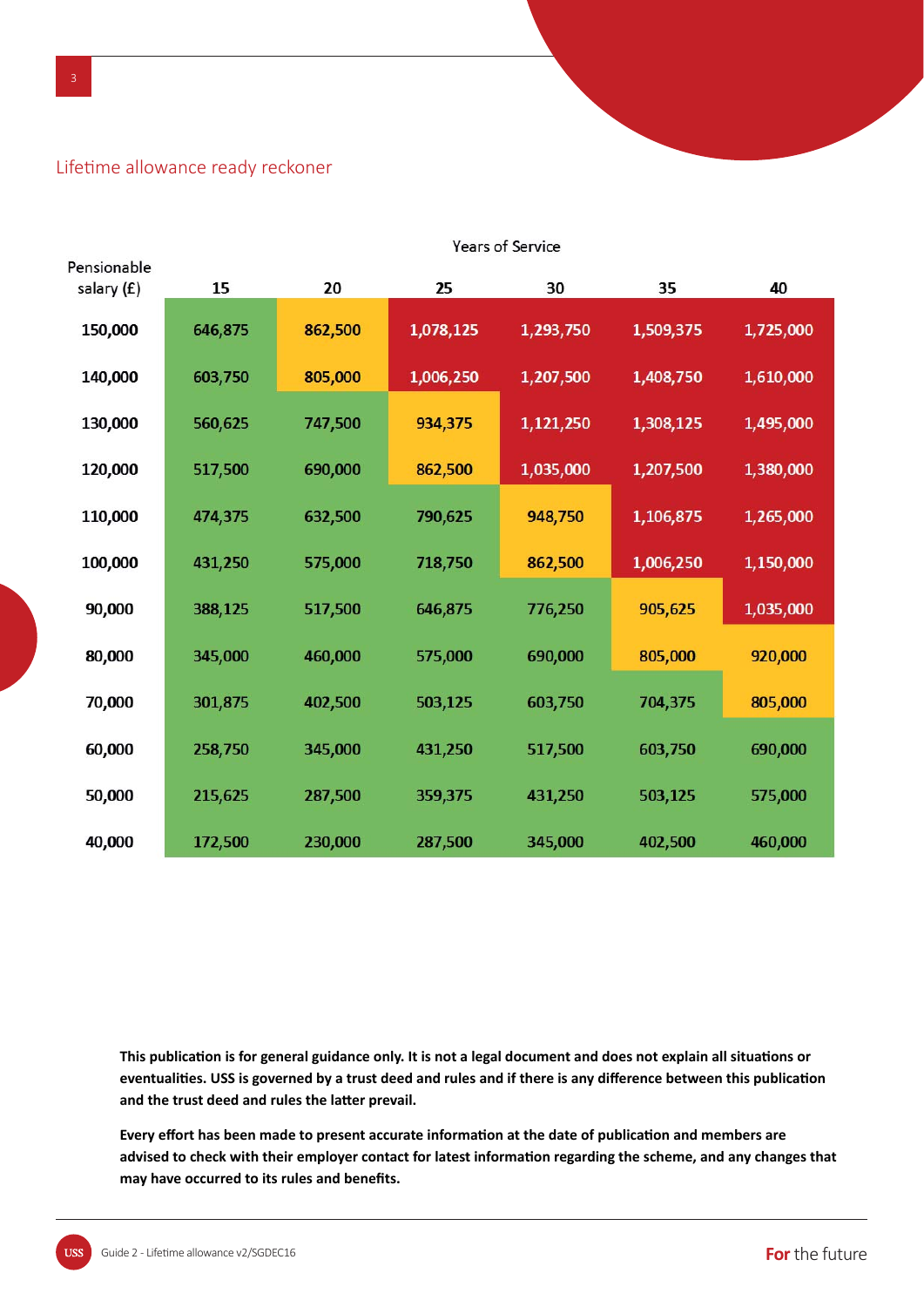## Lifetime allowance ready reckoner

| Pensionable salary (£) | Years of Service 15 | 20 | 25 | 30 | 35 | 40 |
|---|---|---|---|---|---|---|
| 150,000 | 646,875 | 862,500 | 1,078,125 | 1,293,750 | 1,509,375 | 1,725,000 |
| 140,000 | 603,750 | 805,000 | 1,006,250 | 1,207,500 | 1,408,750 | 1,610,000 |
| 130,000 | 560,625 | 747,500 | 934,375 | 1,121,250 | 1,308,125 | 1,495,000 |
| 120,000 | 517,500 | 690,000 | 862,500 | 1,035,000 | 1,207,500 | 1,380,000 |
| 110,000 | 474,375 | 632,500 | 790,625 | 948,750 | 1,106,875 | 1,265,000 |
| 100,000 | 431,250 | 575,000 | 718,750 | 862,500 | 1,006,250 | 1,150,000 |
| 90,000 | 388,125 | 517,500 | 646,875 | 776,250 | 905,625 | 1,035,000 |
| 80,000 | 345,000 | 460,000 | 575,000 | 690,000 | 805,000 | 920,000 |
| 70,000 | 301,875 | 402,500 | 503,125 | 603,750 | 704,375 | 805,000 |
| 60,000 | 258,750 | 345,000 | 431,250 | 517,500 | 603,750 | 690,000 |
| 50,000 | 215,625 | 287,500 | 359,375 | 431,250 | 503,125 | 575,000 |
| 40,000 | 172,500 | 230,000 | 287,500 | 345,000 | 402,500 | 460,000 |

**This publication is for general guidance only. It is not a legal document and does not explain all situations or eventualities. USS is governed by a trust deed and rules and if there is any difference between this publication and the trust deed and rules the latter prevail.**

**Every effort has been made to present accurate information at the date of publication and members are advised to check with their employer contact for latest information regarding the scheme, and any changes that may have occurred to its rules and benefits.**